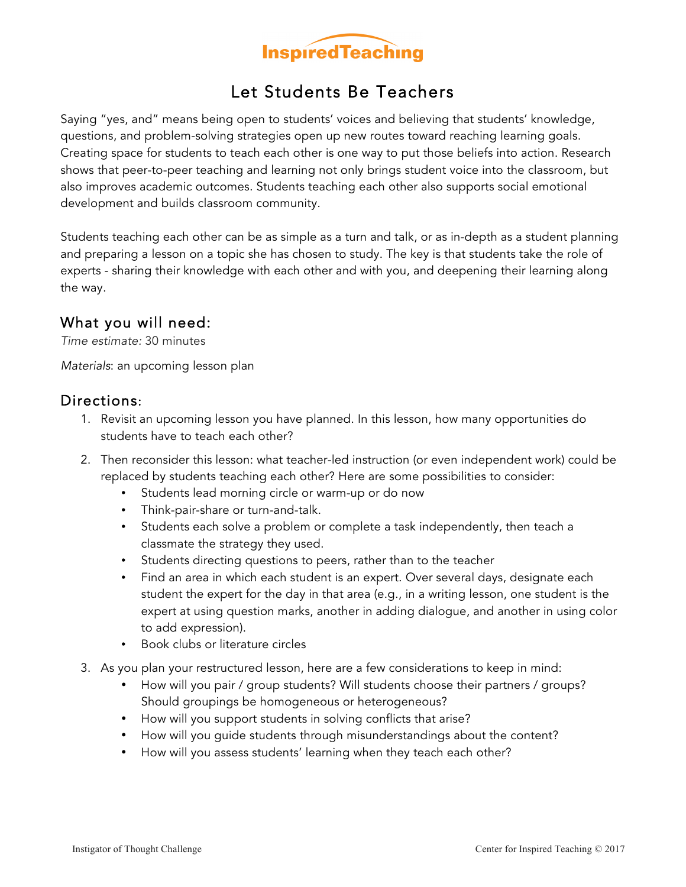InspiredTeaching

# Let Students Be Teachers

Saying "yes, and" means being open to students' voices and believing that students' knowledge, questions, and problem-solving strategies open up new routes toward reaching learning goals. Creating space for students to teach each other is one way to put those beliefs into action. Research shows that peer-to-peer teaching and learning not only brings student voice into the classroom, but also improves academic outcomes. Students teaching each other also supports social emotional development and builds classroom community.

Students teaching each other can be as simple as a turn and talk, or as in-depth as a student planning and preparing a lesson on a topic she has chosen to study. The key is that students take the role of experts - sharing their knowledge with each other and with you, and deepening their learning along the way.

## What you will need:

*Time estimate:* 30 minutes

*Materials*: an upcoming lesson plan

## Directions:

1. Revisit an upcoming lesson you have planned. In this lesson, how many opportunities do students have to teach each other?
2. Then reconsider this lesson: what teacher-led instruction (or even independent work) could be replaced by students teaching each other? Here are some possibilities to consider:
   - Students lead morning circle or warm-up or do now
   - Think-pair-share or turn-and-talk.
   - Students each solve a problem or complete a task independently, then teach a classmate the strategy they used.
   - Students directing questions to peers, rather than to the teacher
   - Find an area in which each student is an expert. Over several days, designate each student the expert for the day in that area (e.g., in a writing lesson, one student is the expert at using question marks, another in adding dialogue, and another in using color to add expression).
   - Book clubs or literature circles
3. As you plan your restructured lesson, here are a few considerations to keep in mind:
   - How will you pair / group students? Will students choose their partners / groups? Should groupings be homogeneous or heterogeneous?
   - How will you support students in solving conflicts that arise?
   - How will you guide students through misunderstandings about the content?
   - How will you assess students' learning when they teach each other?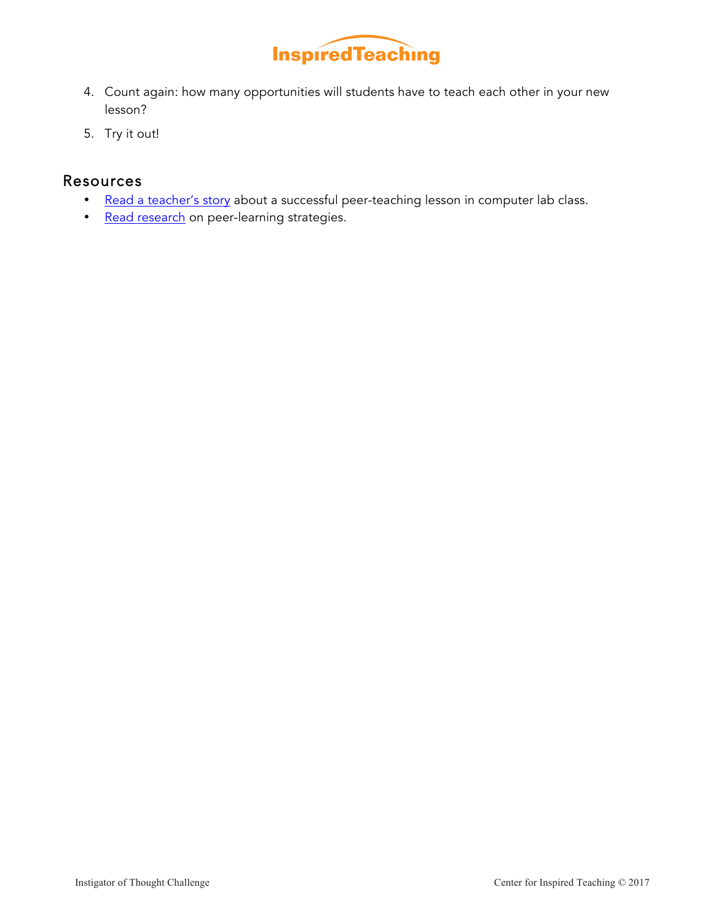4. Count again: how many opportunities will students have to teach each other in your new lesson?
5. Try it out!

## Resources

- Read a teacher's story about a successful peer-teaching lesson in computer lab class.
- Read research on peer-learning strategies.